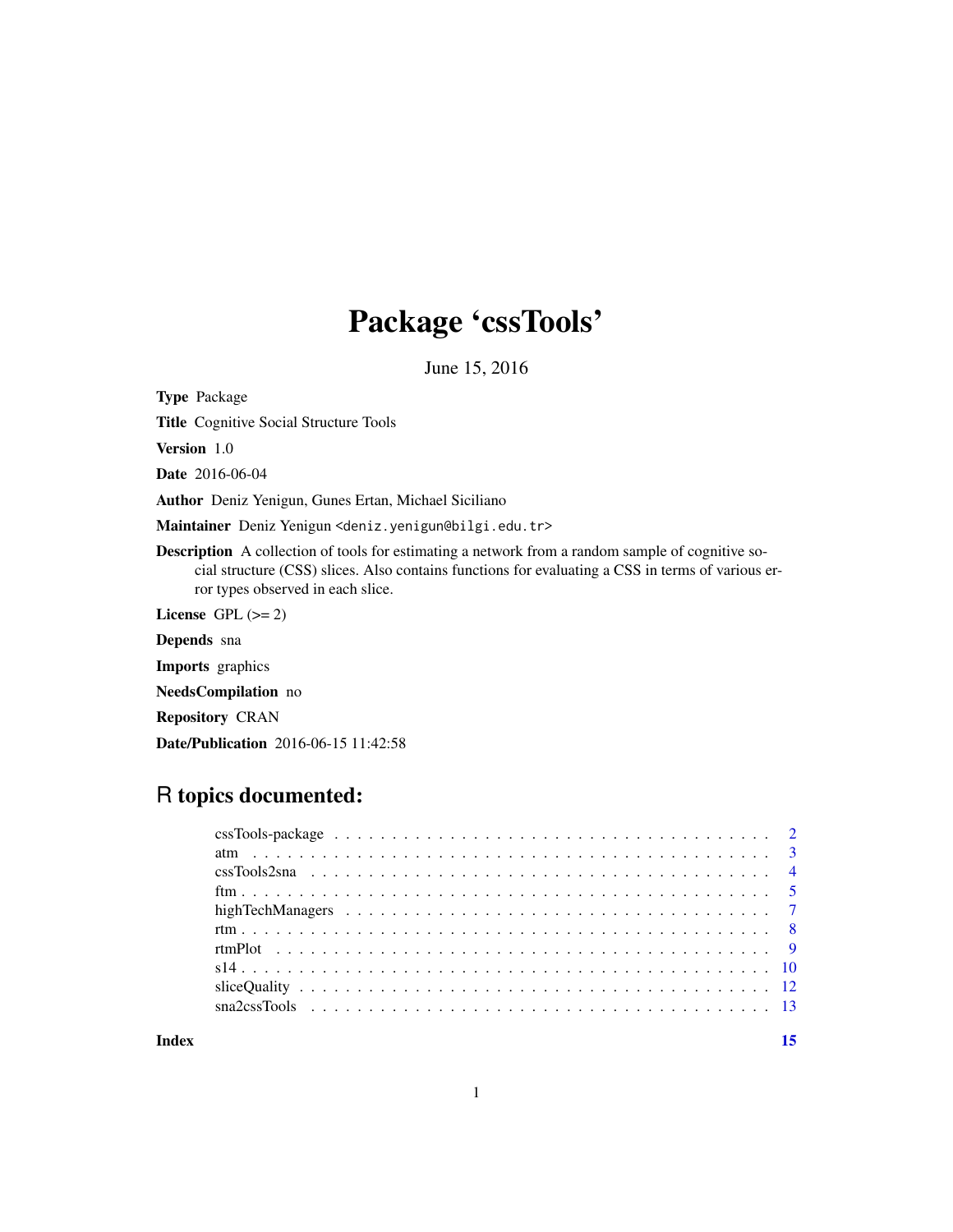# Package 'cssTools'

June 15, 2016

**Type** Package

**Title** Cognitive Social Structure Tools

**Version** 1.0

**Date** 2016-06-04

**Author** Deniz Yenigun, Gunes Ertan, Michael Siciliano

**Maintainer** Deniz Yenigun <deniz.yenigun@bilgi.edu.tr>

**Description** A collection of tools for estimating a network from a random sample of cognitive social structure (CSS) slices. Also contains functions for evaluating a CSS in terms of various error types observed in each slice.

**License** GPL (>= 2)

**Depends** sna

**Imports** graphics

**NeedsCompilation** no

**Repository** CRAN

**Date/Publication** 2016-06-15 11:42:58

## R topics documented:

| | |
|---|---|
| cssTools-package | 2 |
| atm | 3 |
| cssTools2sna | 4 |
| ftm | 5 |
| highTechManagers | 7 |
| rtm | 8 |
| rtmPlot | 9 |
| s14 | 10 |
| sliceQuality | 12 |
| sna2cssTools | 13 |
| **Index** | **15** |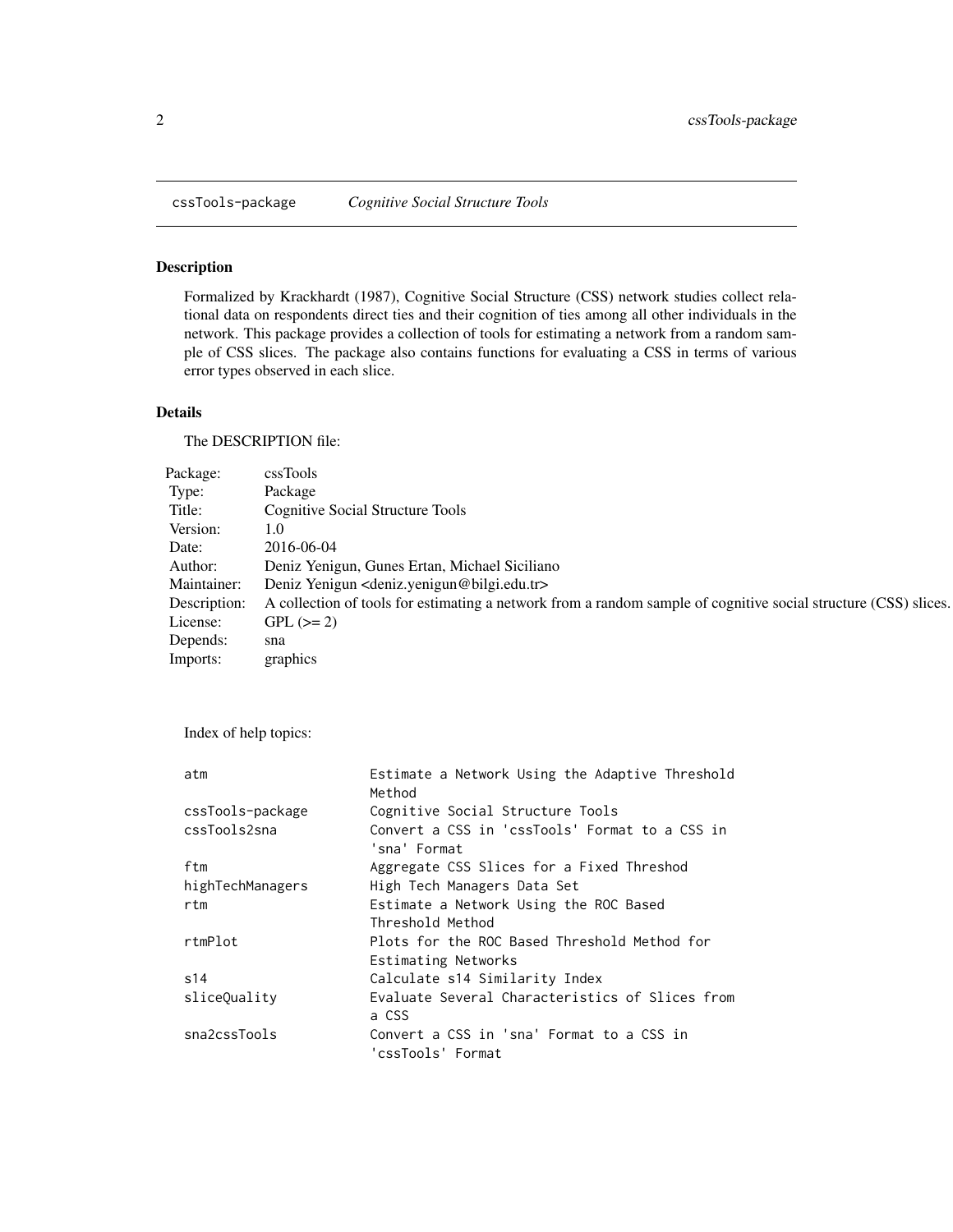cssTools-package *Cognitive Social Structure Tools*

## Description

Formalized by Krackhardt (1987), Cognitive Social Structure (CSS) network studies collect relational data on respondents direct ties and their cognition of ties among all other individuals in the network. This package provides a collection of tools for estimating a network from a random sample of CSS slices. The package also contains functions for evaluating a CSS in terms of various error types observed in each slice.

## Details

The DESCRIPTION file:

| | |
|---|---|
| Package: | cssTools |
| Type: | Package |
| Title: | Cognitive Social Structure Tools |
| Version: | 1.0 |
| Date: | 2016-06-04 |
| Author: | Deniz Yenigun, Gunes Ertan, Michael Siciliano |
| Maintainer: | Deniz Yenigun <deniz.yenigun@bilgi.edu.tr> |
| Description: | A collection of tools for estimating a network from a random sample of cognitive social structure (CSS) slices. |
| License: | GPL (>= 2) |
| Depends: | sna |
| Imports: | graphics |

Index of help topics:

```
atm                     Estimate a Network Using the Adaptive Threshold
                        Method
cssTools-package        Cognitive Social Structure Tools
cssTools2sna            Convert a CSS in 'cssTools' Format to a CSS in
                        'sna' Format
ftm                     Aggregate CSS Slices for a Fixed Threshod
highTechManagers        High Tech Managers Data Set
rtm                     Estimate a Network Using the ROC Based
                        Threshold Method
rtmPlot                 Plots for the ROC Based Threshold Method for
                        Estimating Networks
s14                     Calculate s14 Similarity Index
sliceQuality            Evaluate Several Characteristics of Slices from
                        a CSS
sna2cssTools            Convert a CSS in 'sna' Format to a CSS in
                        'cssTools' Format
```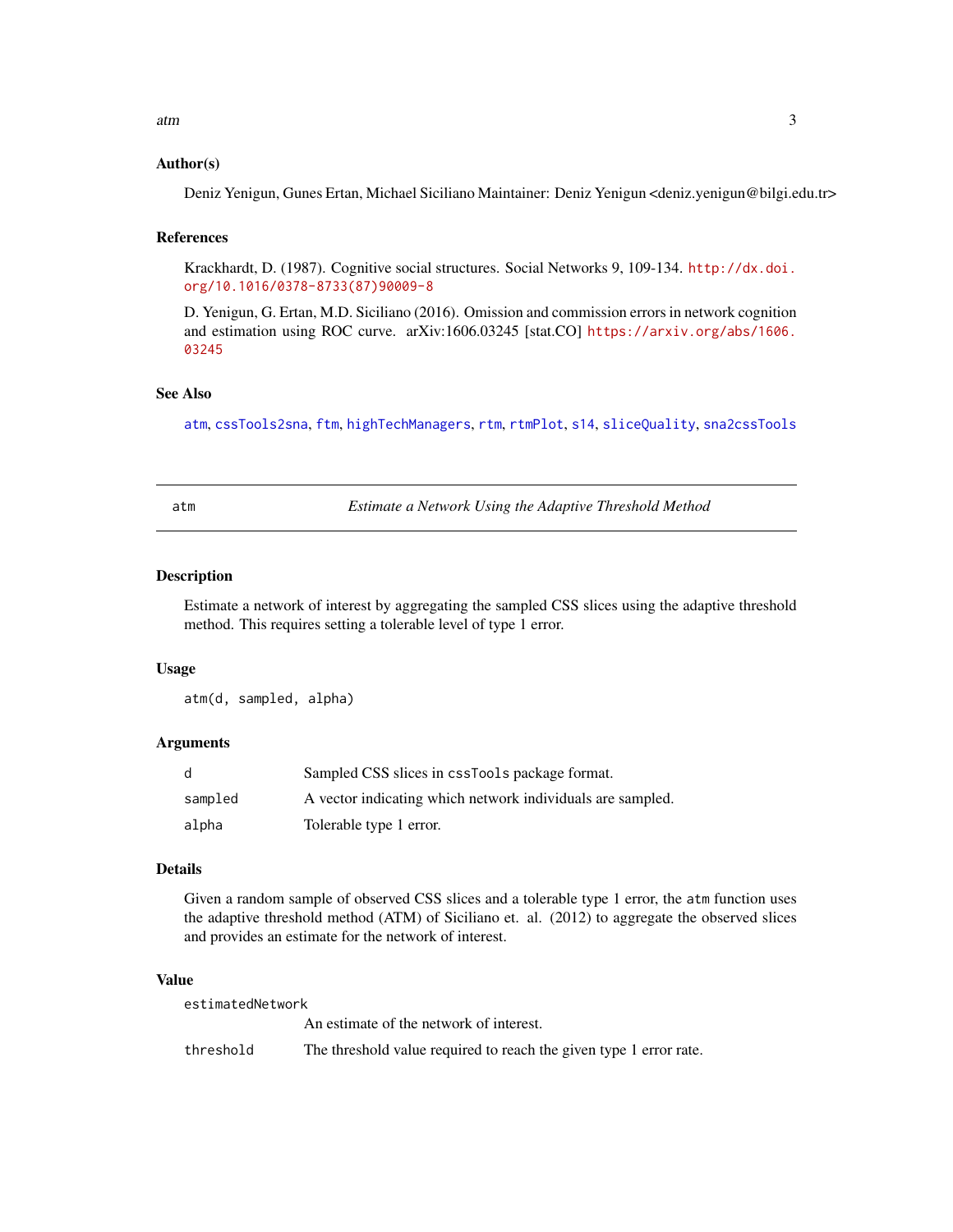### Author(s)

Deniz Yenigun, Gunes Ertan, Michael Siciliano Maintainer: Deniz Yenigun <deniz.yenigun@bilgi.edu.tr>

### References

Krackhardt, D. (1987). Cognitive social structures. Social Networks 9, 109-134. http://dx.doi.org/10.1016/0378-8733(87)90009-8

D. Yenigun, G. Ertan, M.D. Siciliano (2016). Omission and commission errors in network cognition and estimation using ROC curve. arXiv:1606.03245 [stat.CO] https://arxiv.org/abs/1606.03245

### See Also

atm, cssTools2sna, ftm, highTechManagers, rtm, rtmPlot, s14, sliceQuality, sna2cssTools

---

## atm — *Estimate a Network Using the Adaptive Threshold Method*

### Description

Estimate a network of interest by aggregating the sampled CSS slices using the adaptive threshold method. This requires setting a tolerable level of type 1 error.

### Usage

```
atm(d, sampled, alpha)
```

### Arguments

| | |
|---|---|
| `d` | Sampled CSS slices in `cssTools` package format. |
| `sampled` | A vector indicating which network individuals are sampled. |
| `alpha` | Tolerable type 1 error. |

### Details

Given a random sample of observed CSS slices and a tolerable type 1 error, the `atm` function uses the adaptive threshold method (ATM) of Siciliano et. al. (2012) to aggregate the observed slices and provides an estimate for the network of interest.

### Value

| | |
|---|---|
| `estimatedNetwork` | An estimate of the network of interest. |
| `threshold` | The threshold value required to reach the given type 1 error rate. |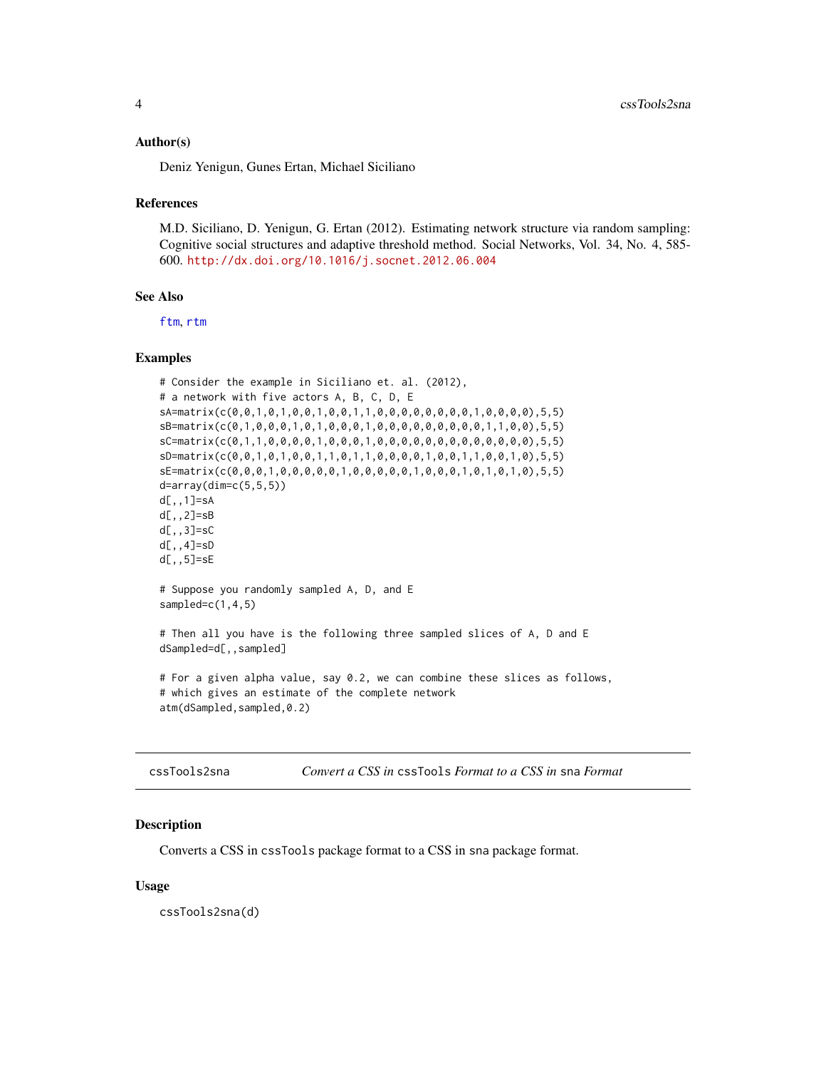### Author(s)

Deniz Yenigun, Gunes Ertan, Michael Siciliano

### References

M.D. Siciliano, D. Yenigun, G. Ertan (2012). Estimating network structure via random sampling: Cognitive social structures and adaptive threshold method. Social Networks, Vol. 34, No. 4, 585-600. http://dx.doi.org/10.1016/j.socnet.2012.06.004

### See Also

ftm, rtm

### Examples

```
# Consider the example in Siciliano et. al. (2012),
# a network with five actors A, B, C, D, E
sA=matrix(c(0,0,1,0,1,0,0,1,0,0,1,1,0,0,0,0,0,0,0,0,1,0,0,0,0),5,5)
sB=matrix(c(0,1,0,0,0,1,0,1,0,0,0,1,0,0,0,0,0,0,0,0,1,1,0,0),5,5)
sC=matrix(c(0,1,1,0,0,0,0,1,0,0,0,1,0,0,0,0,0,0,0,0,0,0,0,0,0),5,5)
sD=matrix(c(0,0,1,0,1,0,0,1,1,0,1,1,0,0,0,0,1,0,0,1,1,0,0,1,0),5,5)
sE=matrix(c(0,0,0,1,0,0,0,0,0,1,0,0,0,0,0,1,0,0,0,1,0,1,0,1,0),5,5)
d=array(dim=c(5,5,5))
d[,,1]=sA
d[,,2]=sB
d[,,3]=sC
d[,,4]=sD
d[,,5]=sE

# Suppose you randomly sampled A, D, and E
sampled=c(1,4,5)

# Then all you have is the following three sampled slices of A, D and E
dSampled=d[,,sampled]

# For a given alpha value, say 0.2, we can combine these slices as follows,
# which gives an estimate of the complete network
atm(dSampled,sampled,0.2)
```

---

## cssTools2sna — *Convert a CSS in* cssTools *Format to a CSS in* sna *Format*

### Description

Converts a CSS in cssTools package format to a CSS in sna package format.

### Usage

```
cssTools2sna(d)
```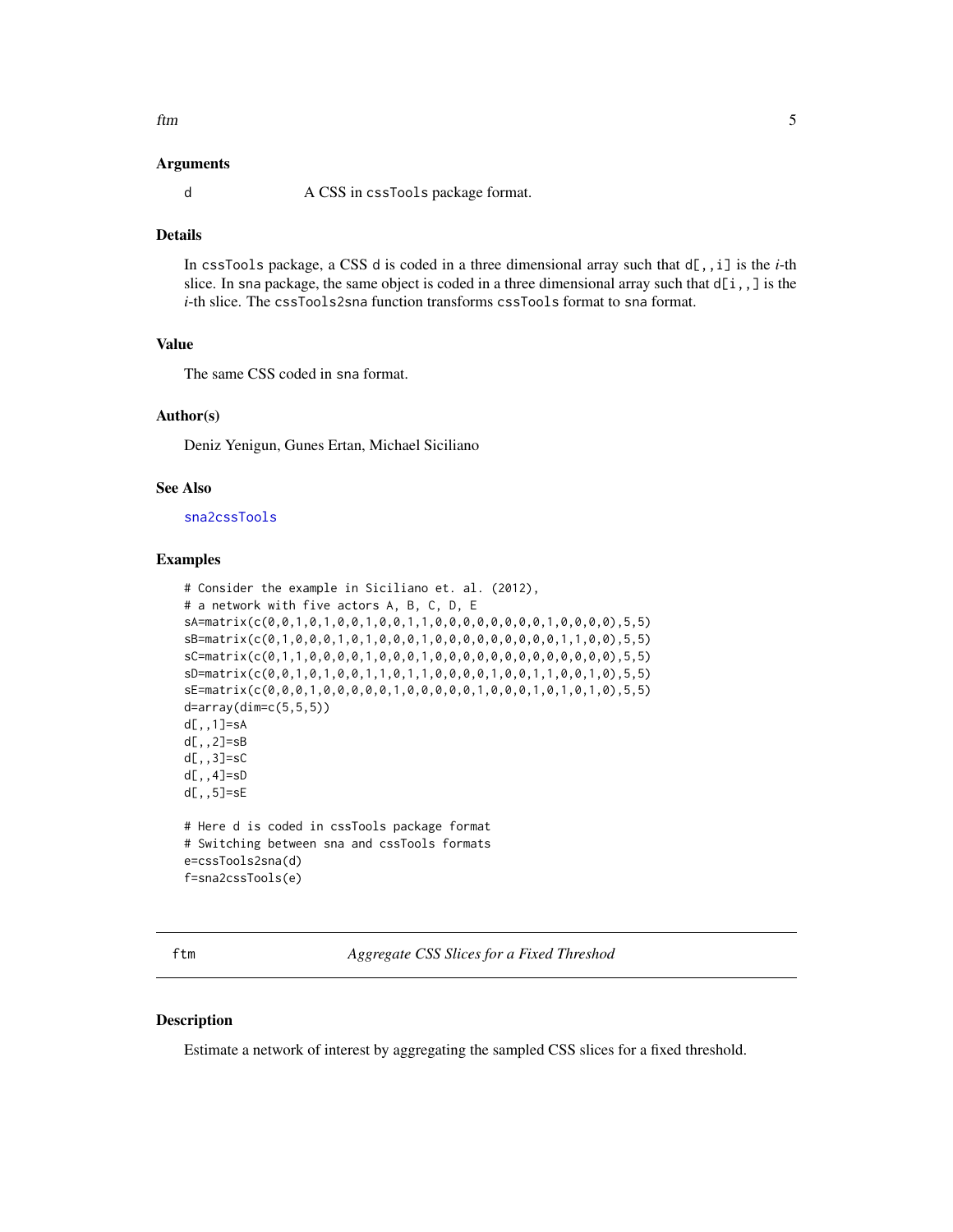### Arguments

`d` A CSS in `cssTools` package format.

### Details

In `cssTools` package, a CSS `d` is coded in a three dimensional array such that `d[,,i]` is the *i*-th slice. In `sna` package, the same object is coded in a three dimensional array such that `d[i,,]` is the *i*-th slice. The `cssTools2sna` function transforms `cssTools` format to `sna` format.

### Value

The same CSS coded in `sna` format.

### Author(s)

Deniz Yenigun, Gunes Ertan, Michael Siciliano

### See Also

`sna2cssTools`

### Examples

```
# Consider the example in Siciliano et. al. (2012),
# a network with five actors A, B, C, D, E
sA=matrix(c(0,0,1,0,1,0,0,1,0,0,1,1,0,0,0,0,0,0,0,0,1,0,0,0,0),5,5)
sB=matrix(c(0,1,0,0,0,1,0,1,0,0,0,1,0,0,0,0,0,0,0,0,1,1,0,0),5,5)
sC=matrix(c(0,1,1,0,0,0,0,1,0,0,0,1,0,0,0,0,0,0,0,0,0,0,0,0,0),5,5)
sD=matrix(c(0,0,1,0,1,0,0,1,1,0,1,1,0,0,0,0,1,0,0,1,1,0,0,1,0),5,5)
sE=matrix(c(0,0,0,1,0,0,0,0,0,1,0,0,0,0,0,1,0,0,0,1,0,1,0,1,0),5,5)
d=array(dim=c(5,5,5))
d[,,1]=sA
d[,,2]=sB
d[,,3]=sC
d[,,4]=sD
d[,,5]=sE

# Here d is coded in cssTools package format
# Switching between sna and cssTools formats
e=cssTools2sna(d)
f=sna2cssTools(e)
```

---

## ftm *Aggregate CSS Slices for a Fixed Threshod*

### Description

Estimate a network of interest by aggregating the sampled CSS slices for a fixed threshold.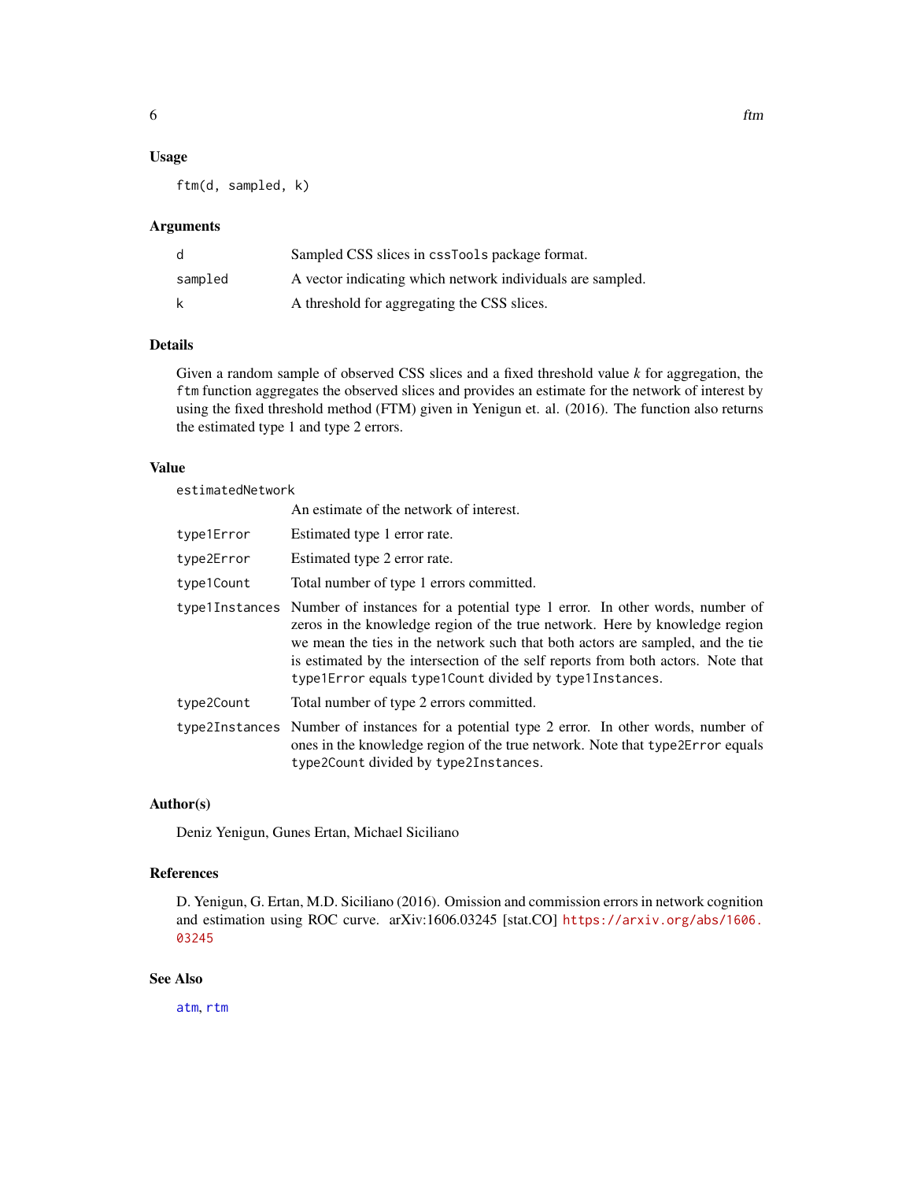## Usage

```
ftm(d, sampled, k)
```

## Arguments

| | |
|---|---|
| `d` | Sampled CSS slices in `cssTools` package format. |
| `sampled` | A vector indicating which network individuals are sampled. |
| `k` | A threshold for aggregating the CSS slices. |

## Details

Given a random sample of observed CSS slices and a fixed threshold value *k* for aggregation, the `ftm` function aggregates the observed slices and provides an estimate for the network of interest by using the fixed threshold method (FTM) given in Yenigun et. al. (2016). The function also returns the estimated type 1 and type 2 errors.

## Value

| | |
|---|---|
| `estimatedNetwork` | An estimate of the network of interest. |
| `type1Error` | Estimated type 1 error rate. |
| `type2Error` | Estimated type 2 error rate. |
| `type1Count` | Total number of type 1 errors committed. |
| `type1Instances` | Number of instances for a potential type 1 error. In other words, number of zeros in the knowledge region of the true network. Here by knowledge region we mean the ties in the network such that both actors are sampled, and the tie is estimated by the intersection of the self reports from both actors. Note that `type1Error` equals `type1Count` divided by `type1Instances`. |
| `type2Count` | Total number of type 2 errors committed. |
| `type2Instances` | Number of instances for a potential type 2 error. In other words, number of ones in the knowledge region of the true network. Note that `type2Error` equals `type2Count` divided by `type2Instances`. |

## Author(s)

Deniz Yenigun, Gunes Ertan, Michael Siciliano

## References

D. Yenigun, G. Ertan, M.D. Siciliano (2016). Omission and commission errors in network cognition and estimation using ROC curve. arXiv:1606.03245 [stat.CO] https://arxiv.org/abs/1606.03245

## See Also

atm, rtm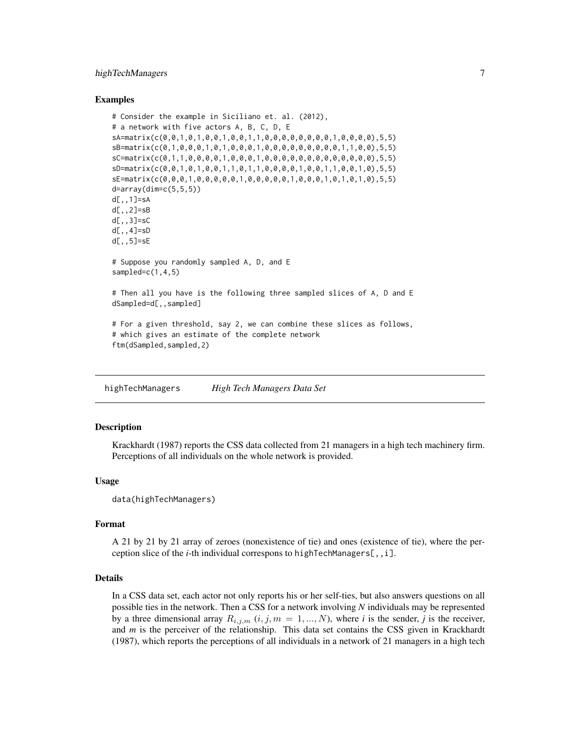### Examples

```
# Consider the example in Siciliano et. al. (2012),
# a network with five actors A, B, C, D, E
sA=matrix(c(0,0,1,0,1,0,0,1,0,0,1,1,0,0,0,0,0,0,0,0,1,0,0,0,0),5,5)
sB=matrix(c(0,1,0,0,0,1,0,1,0,0,0,1,0,0,0,0,0,0,0,0,1,1,0,0),5,5)
sC=matrix(c(0,1,1,0,0,0,0,1,0,0,0,1,0,0,0,0,0,0,0,0,0,0,0,0,0),5,5)
sD=matrix(c(0,0,1,0,1,0,0,1,1,0,1,1,0,0,0,0,1,0,0,1,1,0,0,1,0),5,5)
sE=matrix(c(0,0,0,1,0,0,0,0,0,1,0,0,0,0,0,1,0,0,0,1,0,1,0,1,0),5,5)
d=array(dim=c(5,5,5))
d[,,1]=sA
d[,,2]=sB
d[,,3]=sC
d[,,4]=sD
d[,,5]=sE

# Suppose you randomly sampled A, D, and E
sampled=c(1,4,5)

# Then all you have is the following three sampled slices of A, D and E
dSampled=d[,,sampled]

# For a given threshold, say 2, we can combine these slices as follows,
# which gives an estimate of the complete network
ftm(dSampled,sampled,2)
```

---

## highTechManagers &nbsp;&nbsp;&nbsp; *High Tech Managers Data Set*

### Description

Krackhardt (1987) reports the CSS data collected from 21 managers in a high tech machinery firm. Perceptions of all individuals on the whole network is provided.

### Usage

```
data(highTechManagers)
```

### Format

A 21 by 21 by 21 array of zeroes (nonexistence of tie) and ones (existence of tie), where the perception slice of the *i*-th individual correspons to highTechManagers[,,i].

### Details

In a CSS data set, each actor not only reports his or her self-ties, but also answers questions on all possible ties in the network. Then a CSS for a network involving *N* individuals may be represented by a three dimensional array $R_{i,j,m}$ ($i, j, m = 1, ..., N$), where *i* is the sender, *j* is the receiver, and *m* is the perceiver of the relationship. This data set contains the CSS given in Krackhardt (1987), which reports the perceptions of all individuals in a network of 21 managers in a high tech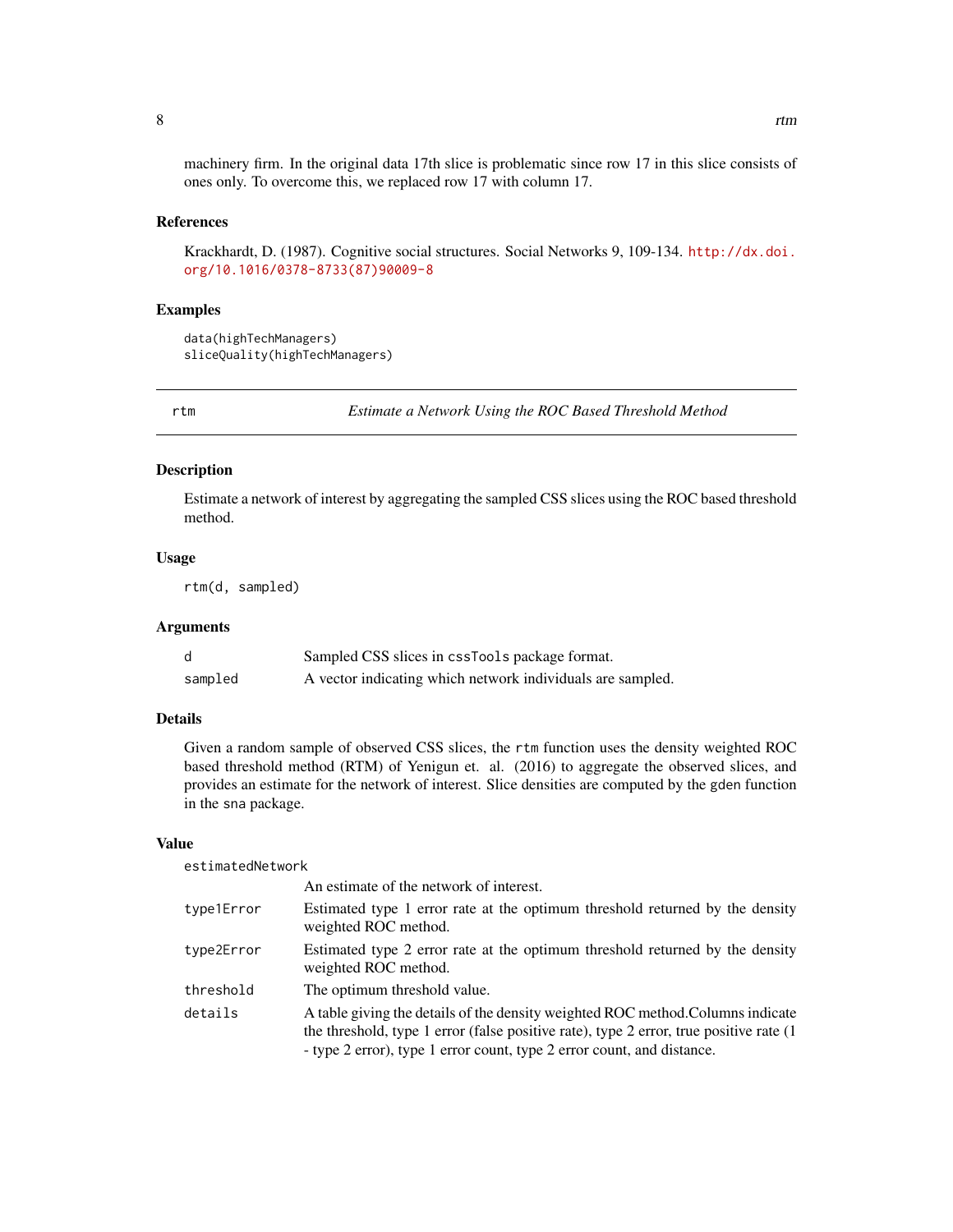machinery firm. In the original data 17th slice is problematic since row 17 in this slice consists of ones only. To overcome this, we replaced row 17 with column 17.

### References

Krackhardt, D. (1987). Cognitive social structures. Social Networks 9, 109-134. http://dx.doi.org/10.1016/0378-8733(87)90009-8

### Examples

```
data(highTechManagers)
sliceQuality(highTechManagers)
```

---

## rtm — *Estimate a Network Using the ROC Based Threshold Method*

---

### Description

Estimate a network of interest by aggregating the sampled CSS slices using the ROC based threshold method.

### Usage

```
rtm(d, sampled)
```

### Arguments

| | |
|---|---|
| d | Sampled CSS slices in cssTools package format. |
| sampled | A vector indicating which network individuals are sampled. |

### Details

Given a random sample of observed CSS slices, the `rtm` function uses the density weighted ROC based threshold method (RTM) of Yenigun et. al. (2016) to aggregate the observed slices, and provides an estimate for the network of interest. Slice densities are computed by the `gden` function in the `sna` package.

### Value

| | |
|---|---|
| estimatedNetwork | An estimate of the network of interest. |
| type1Error | Estimated type 1 error rate at the optimum threshold returned by the density weighted ROC method. |
| type2Error | Estimated type 2 error rate at the optimum threshold returned by the density weighted ROC method. |
| threshold | The optimum threshold value. |
| details | A table giving the details of the density weighted ROC method.Columns indicate the threshold, type 1 error (false positive rate), type 2 error, true positive rate (1 - type 2 error), type 1 error count, type 2 error count, and distance. |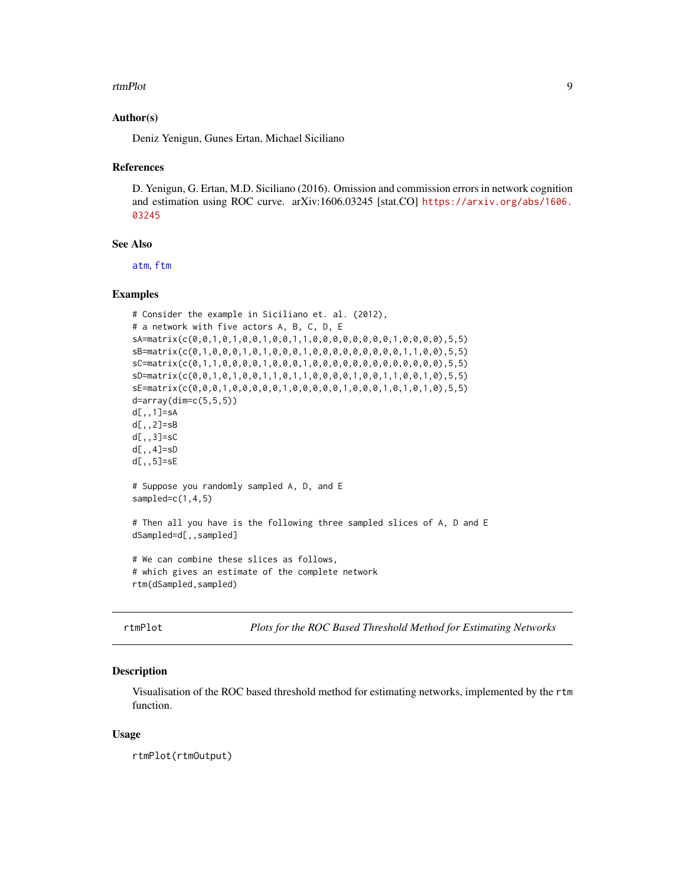### Author(s)

Deniz Yenigun, Gunes Ertan, Michael Siciliano

### References

D. Yenigun, G. Ertan, M.D. Siciliano (2016). Omission and commission errors in network cognition and estimation using ROC curve. arXiv:1606.03245 [stat.CO] https://arxiv.org/abs/1606.03245

### See Also

atm, ftm

### Examples

```
# Consider the example in Siciliano et. al. (2012),
# a network with five actors A, B, C, D, E
sA=matrix(c(0,0,1,0,1,0,0,1,0,0,1,1,0,0,0,0,0,0,0,0,1,0,0,0,0),5,5)
sB=matrix(c(0,1,0,0,0,1,0,1,0,0,0,1,0,0,0,0,0,0,0,0,1,1,0,0),5,5)
sC=matrix(c(0,1,1,0,0,0,0,1,0,0,0,1,0,0,0,0,0,0,0,0,0,0,0,0,0),5,5)
sD=matrix(c(0,0,1,0,1,0,0,1,1,0,1,1,0,0,0,0,1,0,0,1,1,0,0,1,0),5,5)
sE=matrix(c(0,0,0,1,0,0,0,0,0,1,0,0,0,0,0,1,0,0,0,1,0,1,0,1,0),5,5)
d=array(dim=c(5,5,5))
d[,,1]=sA
d[,,2]=sB
d[,,3]=sC
d[,,4]=sD
d[,,5]=sE

# Suppose you randomly sampled A, D, and E
sampled=c(1,4,5)

# Then all you have is the following three sampled slices of A, D and E
dSampled=d[,,sampled]

# We can combine these slices as follows,
# which gives an estimate of the complete network
rtm(dSampled,sampled)
```

---

## rtmPlot — *Plots for the ROC Based Threshold Method for Estimating Networks*

### Description

Visualisation of the ROC based threshold method for estimating networks, implemented by the `rtm` function.

### Usage

```
rtmPlot(rtmOutput)
```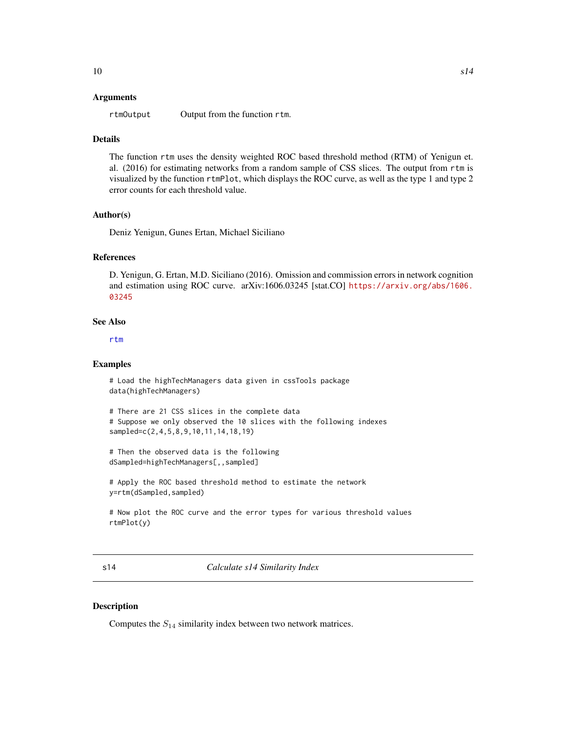### Arguments

`rtmOutput` Output from the function `rtm`.

### Details

The function `rtm` uses the density weighted ROC based threshold method (RTM) of Yenigun et. al. (2016) for estimating networks from a random sample of CSS slices. The output from `rtm` is visualized by the function `rtmPlot`, which displays the ROC curve, as well as the type 1 and type 2 error counts for each threshold value.

### Author(s)

Deniz Yenigun, Gunes Ertan, Michael Siciliano

### References

D. Yenigun, G. Ertan, M.D. Siciliano (2016). Omission and commission errors in network cognition and estimation using ROC curve. arXiv:1606.03245 [stat.CO] https://arxiv.org/abs/1606.03245

### See Also

`rtm`

### Examples

```
# Load the highTechManagers data given in cssTools package
data(highTechManagers)

# There are 21 CSS slices in the complete data
# Suppose we only observed the 10 slices with the following indexes
sampled=c(2,4,5,8,9,10,11,14,18,19)

# Then the observed data is the following
dSampled=highTechManagers[,,sampled]

# Apply the ROC based threshold method to estimate the network
y=rtm(dSampled,sampled)

# Now plot the ROC curve and the error types for various threshold values
rtmPlot(y)
```

---

## s14 — *Calculate s14 Similarity Index*

### Description

Computes the $S_{14}$ similarity index between two network matrices.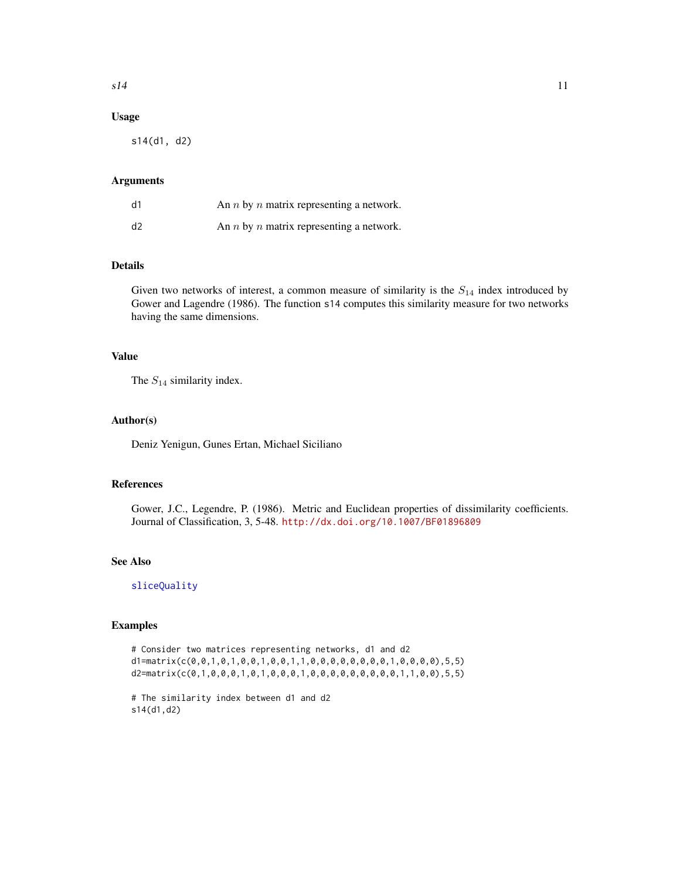## Usage

```
s14(d1, d2)
```

## Arguments

| | |
|---|---|
| d1 | An $n$ by $n$ matrix representing a network. |
| d2 | An $n$ by $n$ matrix representing a network. |

## Details

Given two networks of interest, a common measure of similarity is the $S_{14}$ index introduced by Gower and Lagendre (1986). The function s14 computes this similarity measure for two networks having the same dimensions.

## Value

The $S_{14}$ similarity index.

## Author(s)

Deniz Yenigun, Gunes Ertan, Michael Siciliano

## References

Gower, J.C., Legendre, P. (1986). Metric and Euclidean properties of dissimilarity coefficients. Journal of Classification, 3, 5-48. http://dx.doi.org/10.1007/BF01896809

## See Also

sliceQuality

## Examples

```
# Consider two matrices representing networks, d1 and d2
d1=matrix(c(0,0,1,0,1,0,0,1,0,0,1,1,0,0,0,0,0,0,0,0,1,0,0,0,0),5,5)
d2=matrix(c(0,1,0,0,0,1,0,1,0,0,0,1,0,0,0,0,0,0,0,0,1,1,0,0),5,5)

# The similarity index between d1 and d2
s14(d1,d2)
```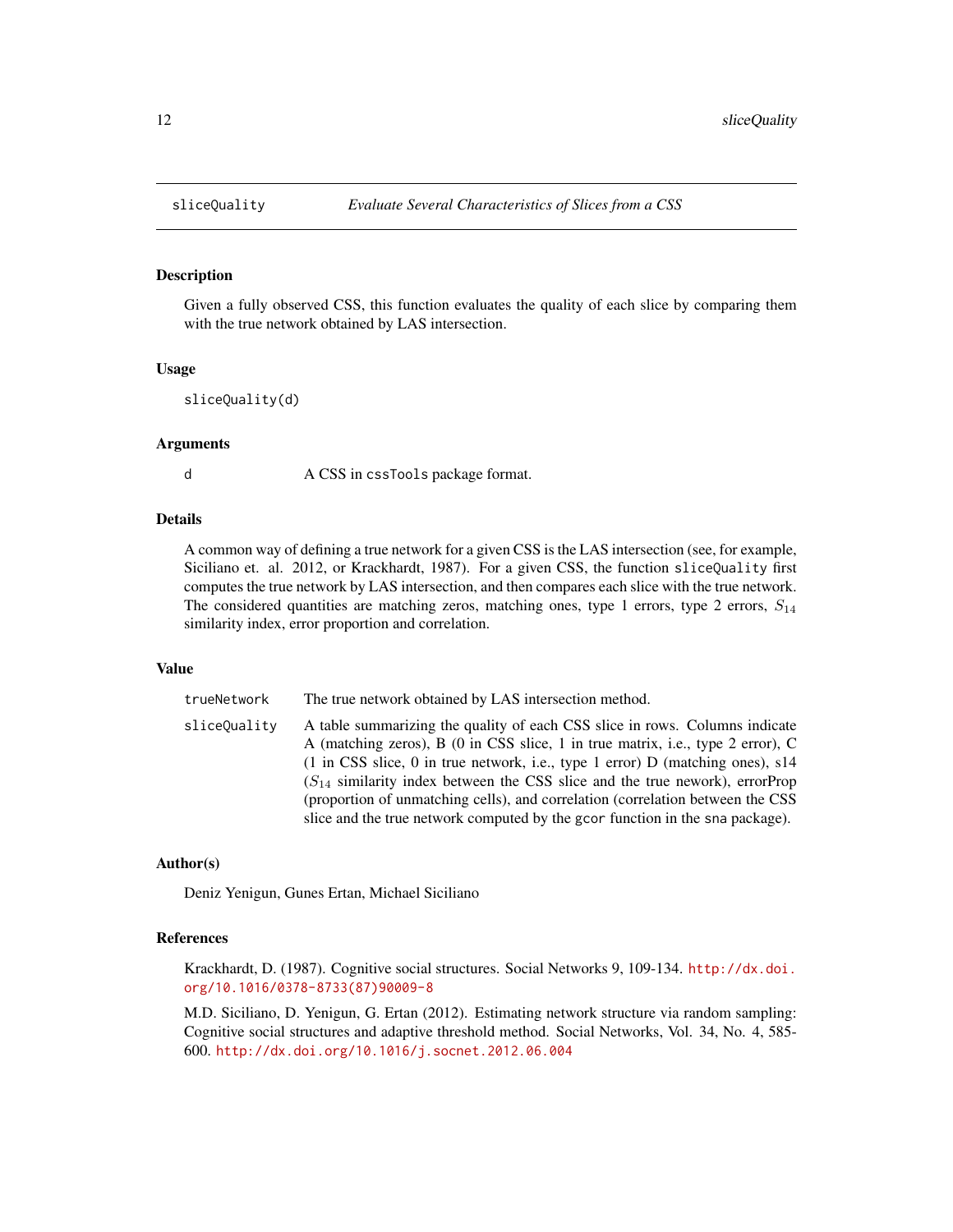# sliceQuality — *Evaluate Several Characteristics of Slices from a CSS*

## Description

Given a fully observed CSS, this function evaluates the quality of each slice by comparing them with the true network obtained by LAS intersection.

## Usage

```
sliceQuality(d)
```

## Arguments

| | |
|---|---|
| `d` | A CSS in `cssTools` package format. |

## Details

A common way of defining a true network for a given CSS is the LAS intersection (see, for example, Siciliano et. al. 2012, or Krackhardt, 1987). For a given CSS, the function `sliceQuality` first computes the true network by LAS intersection, and then compares each slice with the true network. The considered quantities are matching zeros, matching ones, type 1 errors, type 2 errors, $S_{14}$ similarity index, error proportion and correlation.

## Value

| | |
|---|---|
| `trueNetwork` | The true network obtained by LAS intersection method. |
| `sliceQuality` | A table summarizing the quality of each CSS slice in rows. Columns indicate A (matching zeros), B (0 in CSS slice, 1 in true matrix, i.e., type 2 error), C (1 in CSS slice, 0 in true network, i.e., type 1 error) D (matching ones), s14 ($S_{14}$ similarity index between the CSS slice and the true nework), errorProp (proportion of unmatching cells), and correlation (correlation between the CSS slice and the true network computed by the `gcor` function in the `sna` package). |

## Author(s)

Deniz Yenigun, Gunes Ertan, Michael Siciliano

## References

Krackhardt, D. (1987). Cognitive social structures. Social Networks 9, 109-134. http://dx.doi.org/10.1016/0378-8733(87)90009-8

M.D. Siciliano, D. Yenigun, G. Ertan (2012). Estimating network structure via random sampling: Cognitive social structures and adaptive threshold method. Social Networks, Vol. 34, No. 4, 585-600. http://dx.doi.org/10.1016/j.socnet.2012.06.004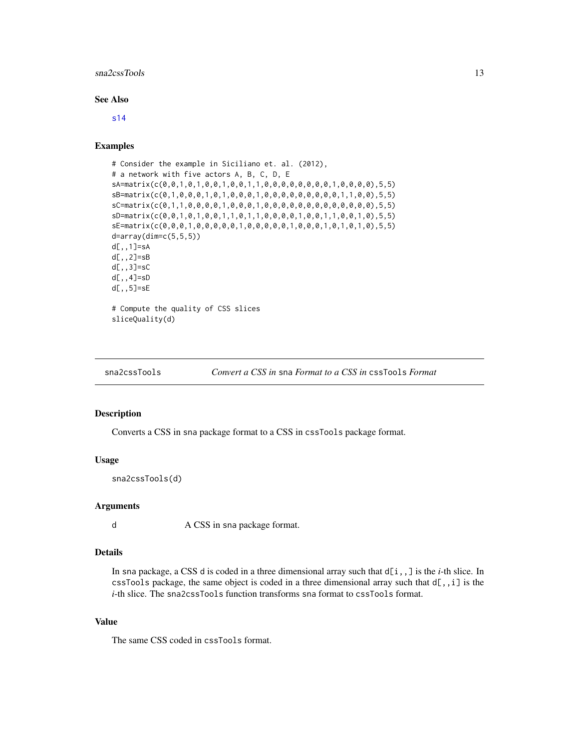### See Also

s14

### Examples

```
# Consider the example in Siciliano et. al. (2012),
# a network with five actors A, B, C, D, E
sA=matrix(c(0,0,1,0,1,0,0,1,0,0,1,1,0,0,0,0,0,0,0,0,1,0,0,0,0),5,5)
sB=matrix(c(0,1,0,0,0,1,0,1,0,0,0,1,0,0,0,0,0,0,0,0,0,1,1,0,0),5,5)
sC=matrix(c(0,1,1,0,0,0,0,1,0,0,0,1,0,0,0,0,0,0,0,0,0,0,0,0,0),5,5)
sD=matrix(c(0,0,1,0,1,0,0,1,1,0,1,1,0,0,0,0,1,0,0,1,1,0,0,1,0),5,5)
sE=matrix(c(0,0,0,1,0,0,0,0,0,1,0,0,0,0,0,1,0,0,0,1,0,1,0,1,0),5,5)
d=array(dim=c(5,5,5))
d[,,1]=sA
d[,,2]=sB
d[,,3]=sC
d[,,4]=sD
d[,,5]=sE

# Compute the quality of CSS slices
sliceQuality(d)
```

---

## sna2cssTools    *Convert a CSS in* sna *Format to a CSS in* cssTools *Format*

### Description

Converts a CSS in sna package format to a CSS in cssTools package format.

### Usage

```
sna2cssTools(d)
```

### Arguments

d    A CSS in sna package format.

### Details

In sna package, a CSS d is coded in a three dimensional array such that d[i,,] is the *i*-th slice. In cssTools package, the same object is coded in a three dimensional array such that d[,,i] is the *i*-th slice. The sna2cssTools function transforms sna format to cssTools format.

### Value

The same CSS coded in cssTools format.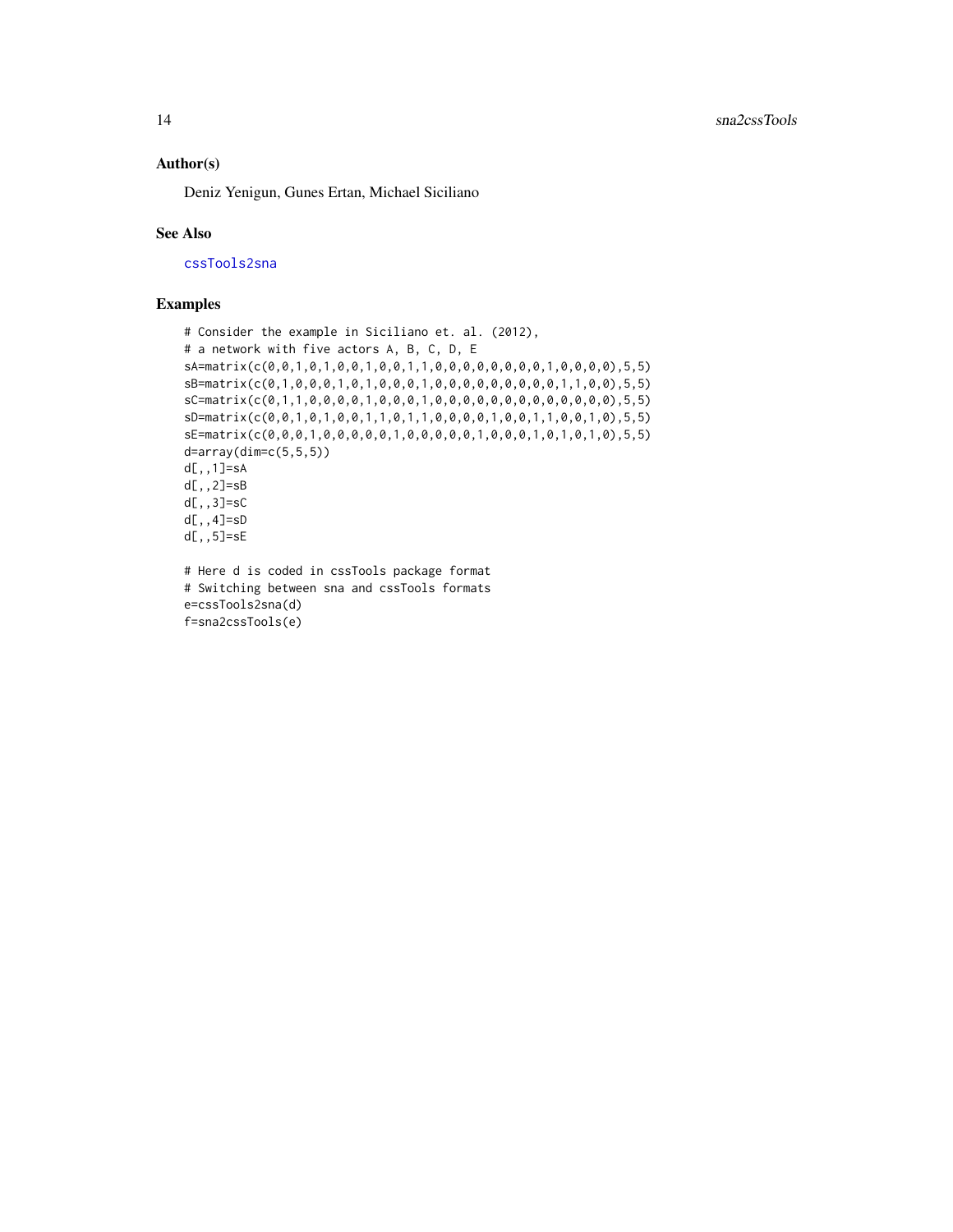### Author(s)

Deniz Yenigun, Gunes Ertan, Michael Siciliano

### See Also

cssTools2sna

### Examples

```
# Consider the example in Siciliano et. al. (2012),
# a network with five actors A, B, C, D, E
sA=matrix(c(0,0,1,0,1,0,0,1,0,0,1,1,0,0,0,0,0,0,0,0,1,0,0,0,0),5,5)
sB=matrix(c(0,1,0,0,0,1,0,1,0,0,0,1,0,0,0,0,0,0,0,0,1,1,0,0),5,5)
sC=matrix(c(0,1,1,0,0,0,0,1,0,0,0,1,0,0,0,0,0,0,0,0,0,0,0,0,0),5,5)
sD=matrix(c(0,0,1,0,1,0,0,1,1,0,1,1,0,0,0,0,1,0,0,1,1,0,0,1,0),5,5)
sE=matrix(c(0,0,0,1,0,0,0,0,0,1,0,0,0,0,0,1,0,0,0,1,0,1,0,1,0),5,5)
d=array(dim=c(5,5,5))
d[,,1]=sA
d[,,2]=sB
d[,,3]=sC
d[,,4]=sD
d[,,5]=sE

# Here d is coded in cssTools package format
# Switching between sna and cssTools formats
e=cssTools2sna(d)
f=sna2cssTools(e)
```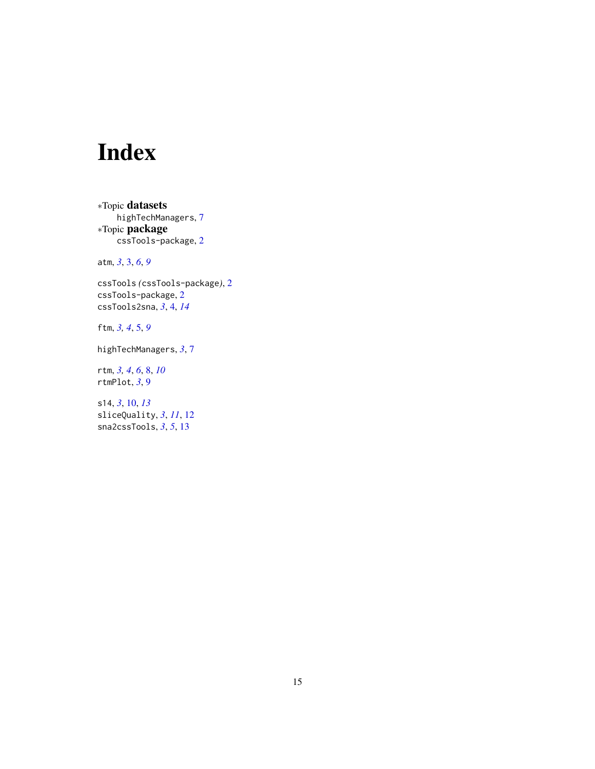# Index

∗Topic **datasets**
    highTechManagers, 7
∗Topic **package**
    cssTools-package, 2

atm, *3*, 3, *6*, *9*

cssTools *(*cssTools-package*)*, 2
cssTools-package, 2
cssTools2sna, *3*, 4, *14*

ftm, *3, 4*, 5, *9*

highTechManagers, *3*, 7

rtm, *3, 4*, *6*, 8, *10*
rtmPlot, *3*, 9

s14, *3*, 10, *13*
sliceQuality, *3*, *11*, 12
sna2cssTools, *3*, *5*, 13